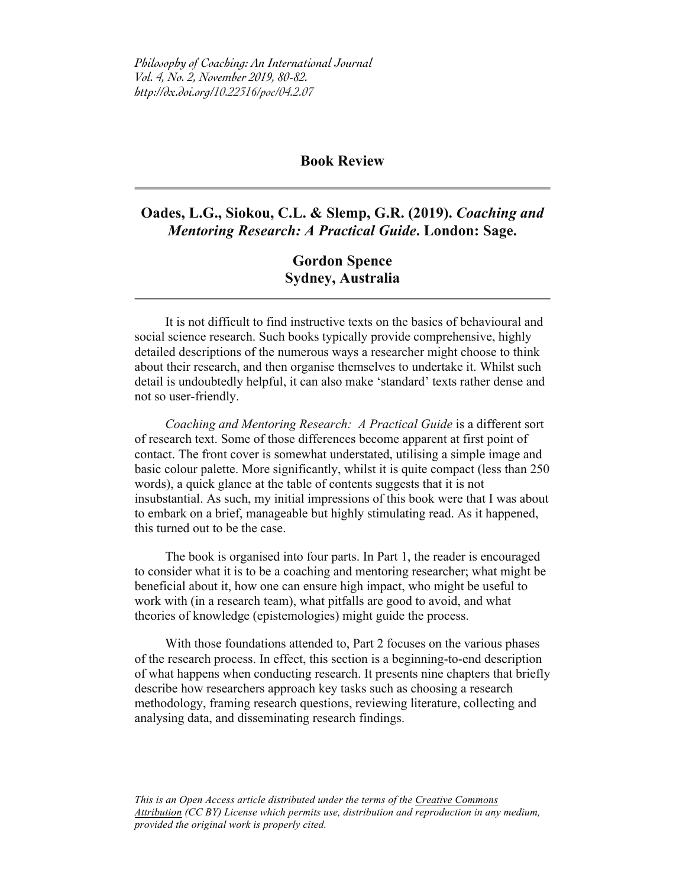# Book Review

## Oades, L.G., Siokou, C.L. & Slemp, G.R. (2019). *Coaching and Mentoring Research: A Practical Guide*. London: Sage.

**Gordon Spence**
**Sydney, Australia**

---

It is not difficult to find instructive texts on the basics of behavioural and social science research. Such books typically provide comprehensive, highly detailed descriptions of the numerous ways a researcher might choose to think about their research, and then organise themselves to undertake it. Whilst such detail is undoubtedly helpful, it can also make 'standard' texts rather dense and not so user-friendly.

*Coaching and Mentoring Research: A Practical Guide* is a different sort of research text. Some of those differences become apparent at first point of contact. The front cover is somewhat understated, utilising a simple image and basic colour palette. More significantly, whilst it is quite compact (less than 250 words), a quick glance at the table of contents suggests that it is not insubstantial. As such, my initial impressions of this book were that I was about to embark on a brief, manageable but highly stimulating read. As it happened, this turned out to be the case.

The book is organised into four parts. In Part 1, the reader is encouraged to consider what it is to be a coaching and mentoring researcher; what might be beneficial about it, how one can ensure high impact, who might be useful to work with (in a research team), what pitfalls are good to avoid, and what theories of knowledge (epistemologies) might guide the process.

With those foundations attended to, Part 2 focuses on the various phases of the research process. In effect, this section is a beginning-to-end description of what happens when conducting research. It presents nine chapters that briefly describe how researchers approach key tasks such as choosing a research methodology, framing research questions, reviewing literature, collecting and analysing data, and disseminating research findings.

*This is an Open Access article distributed under the terms of the Creative Commons Attribution (CC BY) License which permits use, distribution and reproduction in any medium, provided the original work is properly cited.*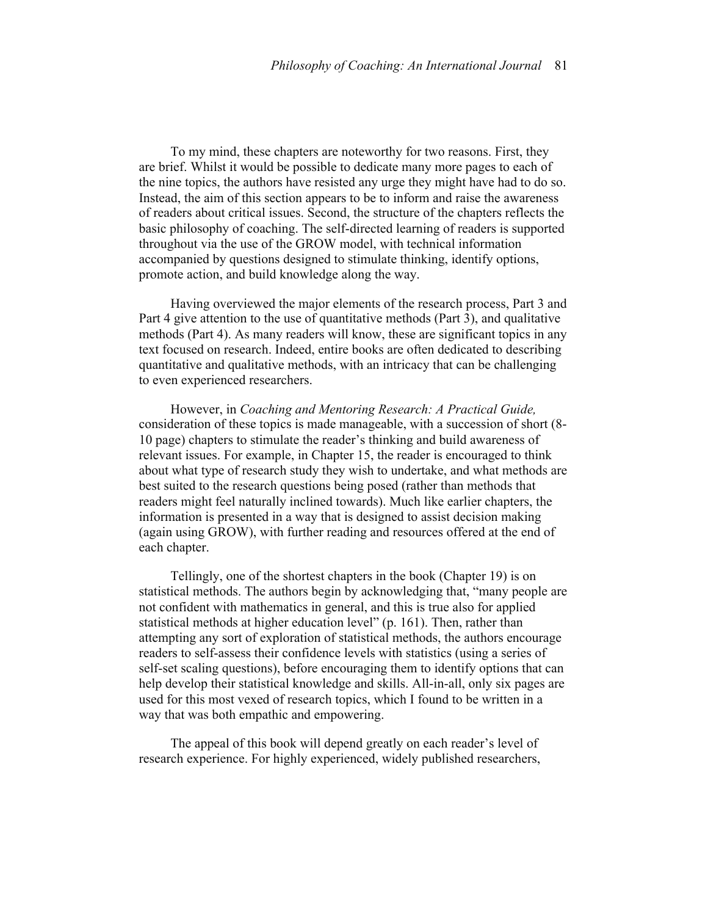To my mind, these chapters are noteworthy for two reasons. First, they are brief. Whilst it would be possible to dedicate many more pages to each of the nine topics, the authors have resisted any urge they might have had to do so. Instead, the aim of this section appears to be to inform and raise the awareness of readers about critical issues. Second, the structure of the chapters reflects the basic philosophy of coaching. The self-directed learning of readers is supported throughout via the use of the GROW model, with technical information accompanied by questions designed to stimulate thinking, identify options, promote action, and build knowledge along the way.

Having overviewed the major elements of the research process, Part 3 and Part 4 give attention to the use of quantitative methods (Part 3), and qualitative methods (Part 4). As many readers will know, these are significant topics in any text focused on research. Indeed, entire books are often dedicated to describing quantitative and qualitative methods, with an intricacy that can be challenging to even experienced researchers.

However, in *Coaching and Mentoring Research: A Practical Guide,* consideration of these topics is made manageable, with a succession of short (8-10 page) chapters to stimulate the reader's thinking and build awareness of relevant issues. For example, in Chapter 15, the reader is encouraged to think about what type of research study they wish to undertake, and what methods are best suited to the research questions being posed (rather than methods that readers might feel naturally inclined towards). Much like earlier chapters, the information is presented in a way that is designed to assist decision making (again using GROW), with further reading and resources offered at the end of each chapter.

Tellingly, one of the shortest chapters in the book (Chapter 19) is on statistical methods. The authors begin by acknowledging that, "many people are not confident with mathematics in general, and this is true also for applied statistical methods at higher education level" (p. 161). Then, rather than attempting any sort of exploration of statistical methods, the authors encourage readers to self-assess their confidence levels with statistics (using a series of self-set scaling questions), before encouraging them to identify options that can help develop their statistical knowledge and skills. All-in-all, only six pages are used for this most vexed of research topics, which I found to be written in a way that was both empathic and empowering.

The appeal of this book will depend greatly on each reader's level of research experience. For highly experienced, widely published researchers,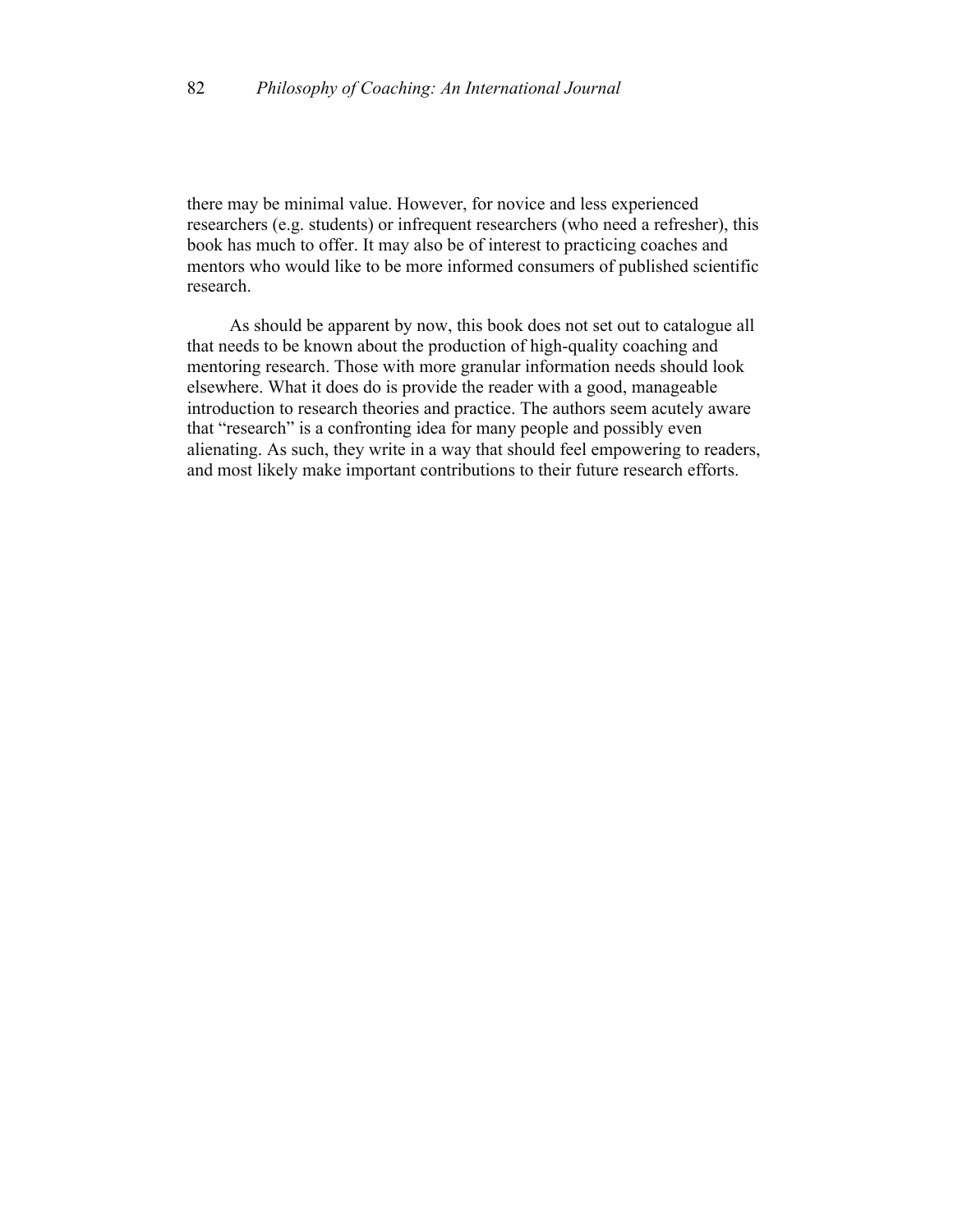there may be minimal value. However, for novice and less experienced researchers (e.g. students) or infrequent researchers (who need a refresher), this book has much to offer. It may also be of interest to practicing coaches and mentors who would like to be more informed consumers of published scientific research.

As should be apparent by now, this book does not set out to catalogue all that needs to be known about the production of high-quality coaching and mentoring research. Those with more granular information needs should look elsewhere. What it does do is provide the reader with a good, manageable introduction to research theories and practice. The authors seem acutely aware that "research" is a confronting idea for many people and possibly even alienating. As such, they write in a way that should feel empowering to readers, and most likely make important contributions to their future research efforts.